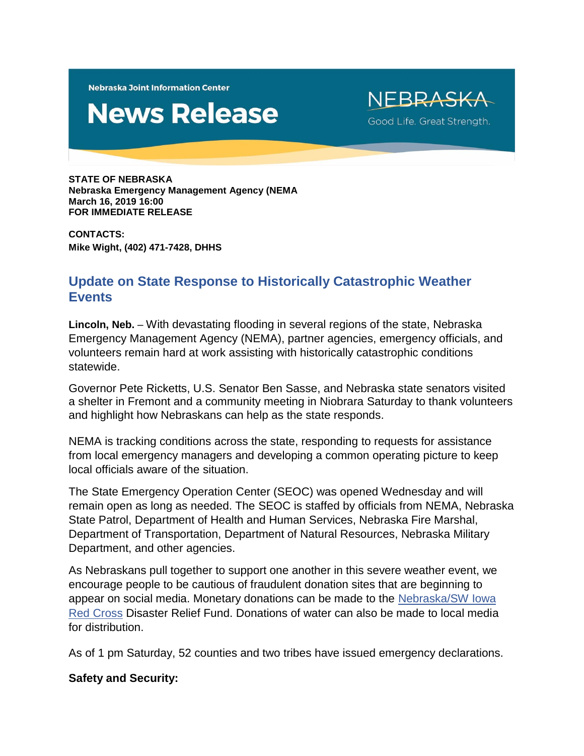Nebraska Joint Information Center

# News Release

NEBRASKA

Good Life. Great Strength.

**STATE OF NEBRASKA**
**Nebraska Emergency Management Agency (NEMA**
**March 16, 2019 16:00**
**FOR IMMEDIATE RELEASE**

**CONTACTS:**
**Mike Wight, (402) 471-7428, DHHS**

## Update on State Response to Historically Catastrophic Weather Events

**Lincoln, Neb.** – With devastating flooding in several regions of the state, Nebraska Emergency Management Agency (NEMA), partner agencies, emergency officials, and volunteers remain hard at work assisting with historically catastrophic conditions statewide.

Governor Pete Ricketts, U.S. Senator Ben Sasse, and Nebraska state senators visited a shelter in Fremont and a community meeting in Niobrara Saturday to thank volunteers and highlight how Nebraskans can help as the state responds.

NEMA is tracking conditions across the state, responding to requests for assistance from local emergency managers and developing a common operating picture to keep local officials aware of the situation.

The State Emergency Operation Center (SEOC) was opened Wednesday and will remain open as long as needed. The SEOC is staffed by officials from NEMA, Nebraska State Patrol, Department of Health and Human Services, Nebraska Fire Marshal, Department of Transportation, Department of Natural Resources, Nebraska Military Department, and other agencies.

As Nebraskans pull together to support one another in this severe weather event, we encourage people to be cautious of fraudulent donation sites that are beginning to appear on social media. Monetary donations can be made to the Nebraska/SW Iowa Red Cross Disaster Relief Fund. Donations of water can also be made to local media for distribution.

As of 1 pm Saturday, 52 counties and two tribes have issued emergency declarations.

**Safety and Security:**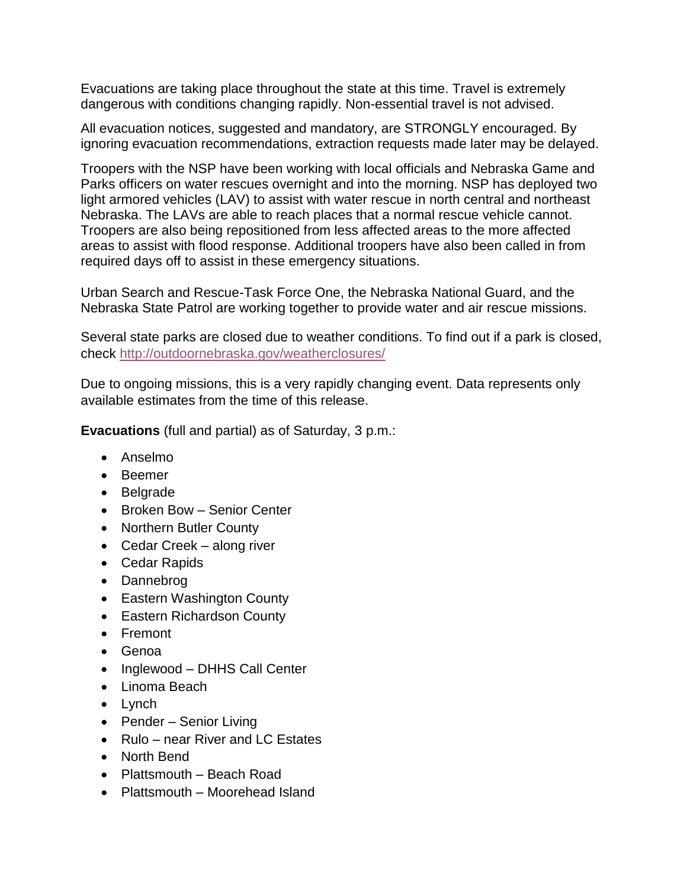Evacuations are taking place throughout the state at this time. Travel is extremely dangerous with conditions changing rapidly. Non-essential travel is not advised.

All evacuation notices, suggested and mandatory, are STRONGLY encouraged. By ignoring evacuation recommendations, extraction requests made later may be delayed.

Troopers with the NSP have been working with local officials and Nebraska Game and Parks officers on water rescues overnight and into the morning. NSP has deployed two light armored vehicles (LAV) to assist with water rescue in north central and northeast Nebraska. The LAVs are able to reach places that a normal rescue vehicle cannot. Troopers are also being repositioned from less affected areas to the more affected areas to assist with flood response. Additional troopers have also been called in from required days off to assist in these emergency situations.

Urban Search and Rescue-Task Force One, the Nebraska National Guard, and the Nebraska State Patrol are working together to provide water and air rescue missions.

Several state parks are closed due to weather conditions. To find out if a park is closed, check http://outdoornebraska.gov/weatherclosures/

Due to ongoing missions, this is a very rapidly changing event. Data represents only available estimates from the time of this release.

**Evacuations** (full and partial) as of Saturday, 3 p.m.:

- Anselmo
- Beemer
- Belgrade
- Broken Bow – Senior Center
- Northern Butler County
- Cedar Creek – along river
- Cedar Rapids
- Dannebrog
- Eastern Washington County
- Eastern Richardson County
- Fremont
- Genoa
- Inglewood – DHHS Call Center
- Linoma Beach
- Lynch
- Pender – Senior Living
- Rulo – near River and LC Estates
- North Bend
- Plattsmouth – Beach Road
- Plattsmouth – Moorehead Island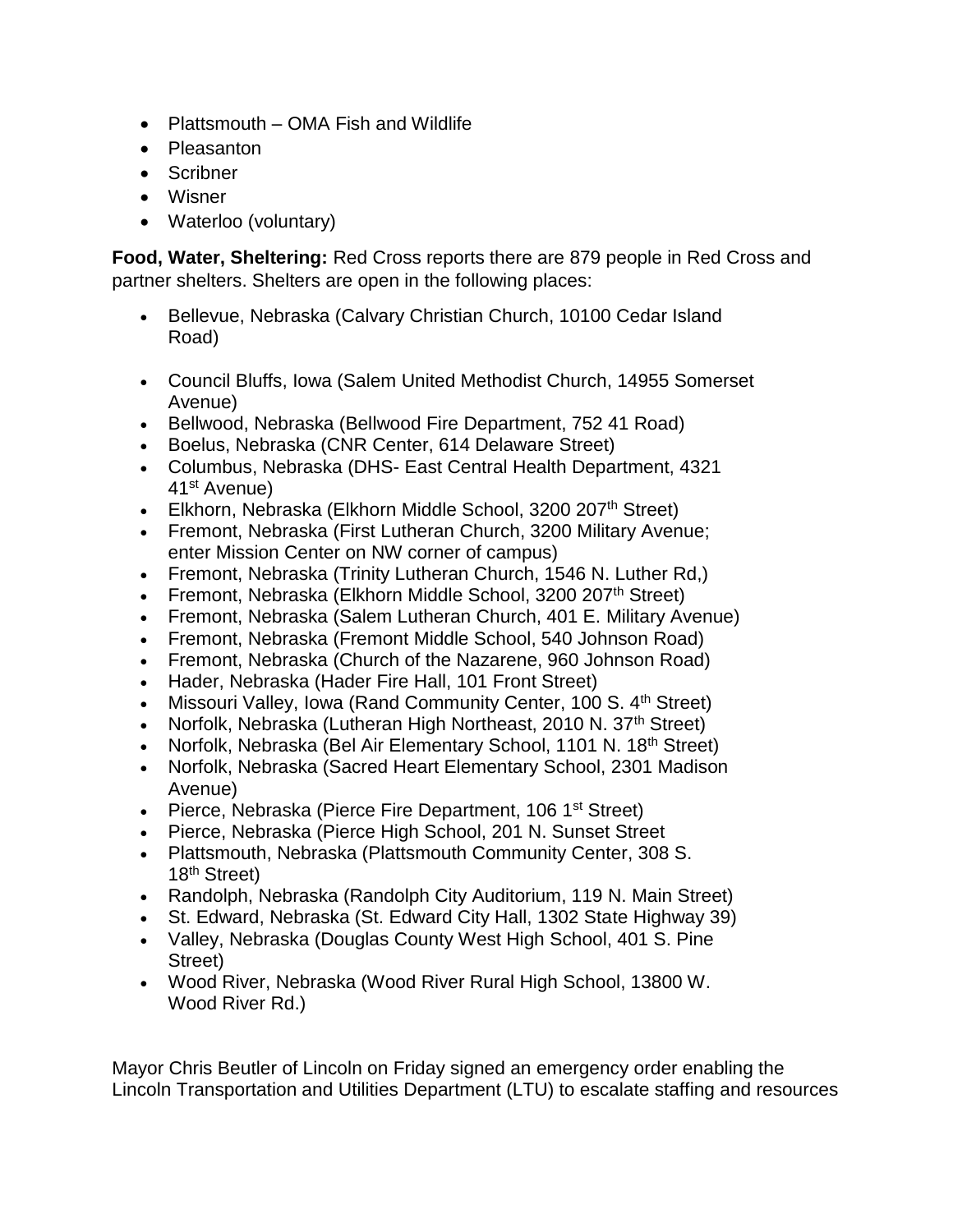- Plattsmouth – OMA Fish and Wildlife
- Pleasanton
- Scribner
- Wisner
- Waterloo (voluntary)

**Food, Water, Sheltering:** Red Cross reports there are 879 people in Red Cross and partner shelters. Shelters are open in the following places:

- Bellevue, Nebraska (Calvary Christian Church, 10100 Cedar Island Road)
- Council Bluffs, Iowa (Salem United Methodist Church, 14955 Somerset Avenue)
- Bellwood, Nebraska (Bellwood Fire Department, 752 41 Road)
- Boelus, Nebraska (CNR Center, 614 Delaware Street)
- Columbus, Nebraska (DHS- East Central Health Department, 4321 41st Avenue)
- Elkhorn, Nebraska (Elkhorn Middle School, 3200 207th Street)
- Fremont, Nebraska (First Lutheran Church, 3200 Military Avenue; enter Mission Center on NW corner of campus)
- Fremont, Nebraska (Trinity Lutheran Church, 1546 N. Luther Rd,)
- Fremont, Nebraska (Elkhorn Middle School, 3200 207th Street)
- Fremont, Nebraska (Salem Lutheran Church, 401 E. Military Avenue)
- Fremont, Nebraska (Fremont Middle School, 540 Johnson Road)
- Fremont, Nebraska (Church of the Nazarene, 960 Johnson Road)
- Hader, Nebraska (Hader Fire Hall, 101 Front Street)
- Missouri Valley, Iowa (Rand Community Center, 100 S. 4th Street)
- Norfolk, Nebraska (Lutheran High Northeast, 2010 N. 37th Street)
- Norfolk, Nebraska (Bel Air Elementary School, 1101 N. 18th Street)
- Norfolk, Nebraska (Sacred Heart Elementary School, 2301 Madison Avenue)
- Pierce, Nebraska (Pierce Fire Department, 106 1st Street)
- Pierce, Nebraska (Pierce High School, 201 N. Sunset Street
- Plattsmouth, Nebraska (Plattsmouth Community Center, 308 S. 18th Street)
- Randolph, Nebraska (Randolph City Auditorium, 119 N. Main Street)
- St. Edward, Nebraska (St. Edward City Hall, 1302 State Highway 39)
- Valley, Nebraska (Douglas County West High School, 401 S. Pine Street)
- Wood River, Nebraska (Wood River Rural High School, 13800 W. Wood River Rd.)

Mayor Chris Beutler of Lincoln on Friday signed an emergency order enabling the Lincoln Transportation and Utilities Department (LTU) to escalate staffing and resources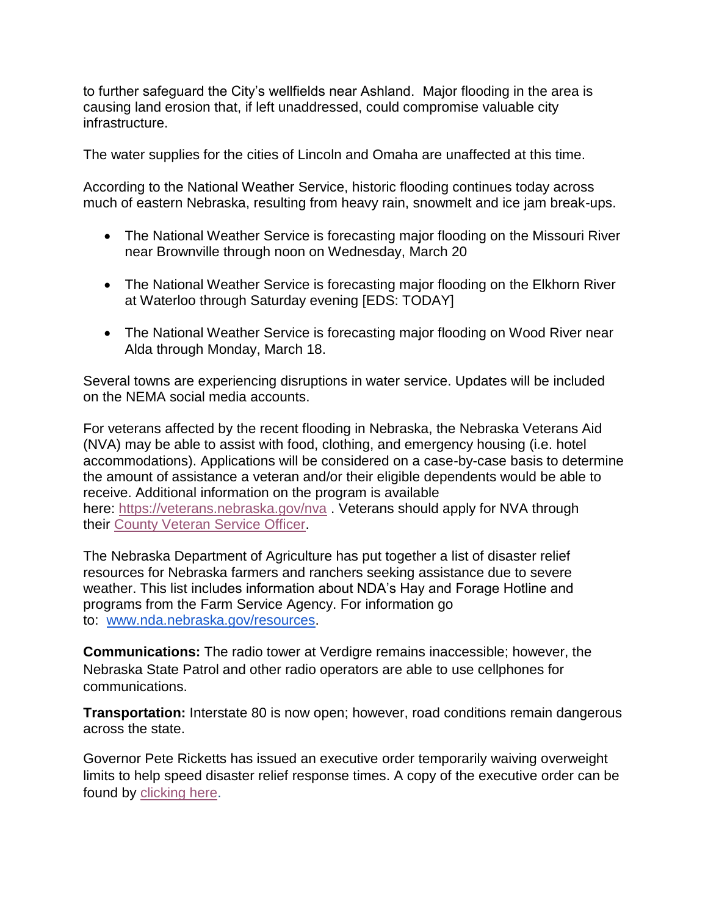to further safeguard the City's wellfields near Ashland. Major flooding in the area is causing land erosion that, if left unaddressed, could compromise valuable city infrastructure.

The water supplies for the cities of Lincoln and Omaha are unaffected at this time.

According to the National Weather Service, historic flooding continues today across much of eastern Nebraska, resulting from heavy rain, snowmelt and ice jam break-ups.

- The National Weather Service is forecasting major flooding on the Missouri River near Brownville through noon on Wednesday, March 20
- The National Weather Service is forecasting major flooding on the Elkhorn River at Waterloo through Saturday evening [EDS: TODAY]
- The National Weather Service is forecasting major flooding on Wood River near Alda through Monday, March 18.

Several towns are experiencing disruptions in water service. Updates will be included on the NEMA social media accounts.

For veterans affected by the recent flooding in Nebraska, the Nebraska Veterans Aid (NVA) may be able to assist with food, clothing, and emergency housing (i.e. hotel accommodations). Applications will be considered on a case-by-case basis to determine the amount of assistance a veteran and/or their eligible dependents would be able to receive. Additional information on the program is available here: [https://veterans.nebraska.gov/nva](https://veterans.nebraska.gov/nva) . Veterans should apply for NVA through their County Veteran Service Officer.

The Nebraska Department of Agriculture has put together a list of disaster relief resources for Nebraska farmers and ranchers seeking assistance due to severe weather. This list includes information about NDA's Hay and Forage Hotline and programs from the Farm Service Agency. For information go to: [www.nda.nebraska.gov/resources](http://www.nda.nebraska.gov/resources).

**Communications:** The radio tower at Verdigre remains inaccessible; however, the Nebraska State Patrol and other radio operators are able to use cellphones for communications.

**Transportation:** Interstate 80 is now open; however, road conditions remain dangerous across the state.

Governor Pete Ricketts has issued an executive order temporarily waiving overweight limits to help speed disaster relief response times. A copy of the executive order can be found by clicking here.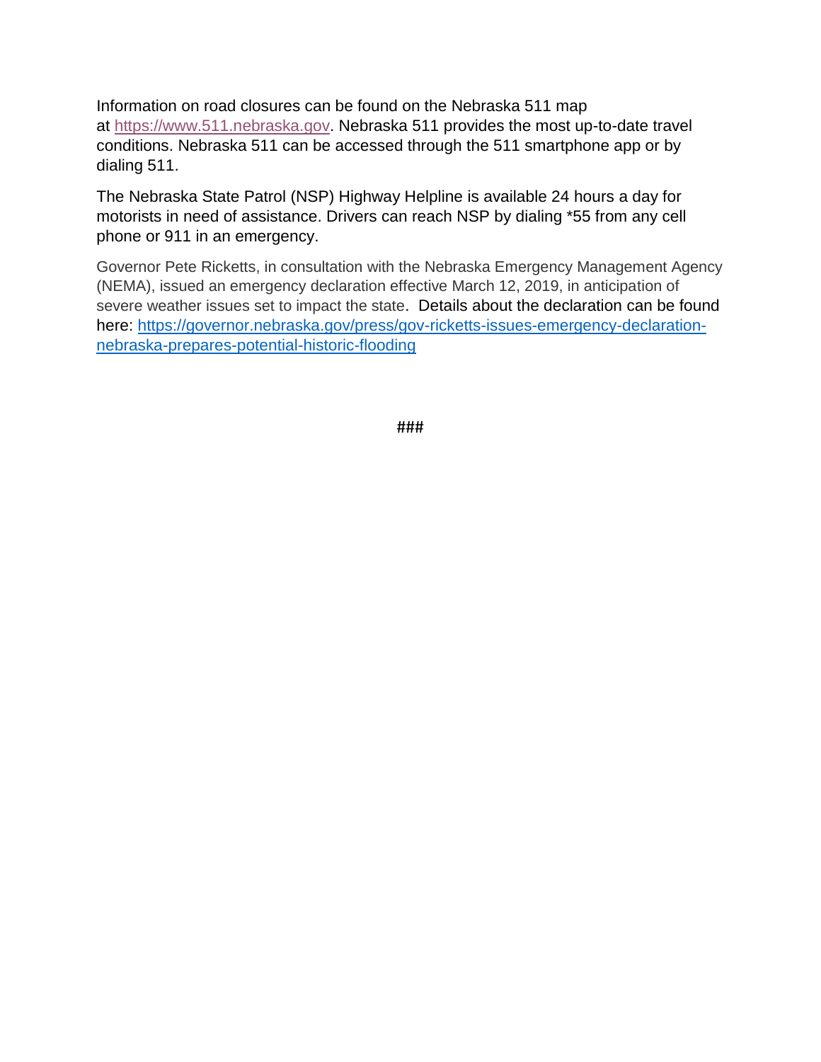Information on road closures can be found on the Nebraska 511 map at https://www.511.nebraska.gov. Nebraska 511 provides the most up-to-date travel conditions. Nebraska 511 can be accessed through the 511 smartphone app or by dialing 511.

The Nebraska State Patrol (NSP) Highway Helpline is available 24 hours a day for motorists in need of assistance. Drivers can reach NSP by dialing *55 from any cell phone or 911 in an emergency.

Governor Pete Ricketts, in consultation with the Nebraska Emergency Management Agency (NEMA), issued an emergency declaration effective March 12, 2019, in anticipation of severe weather issues set to impact the state. Details about the declaration can be found here: https://governor.nebraska.gov/press/gov-ricketts-issues-emergency-declaration-nebraska-prepares-potential-historic-flooding

###